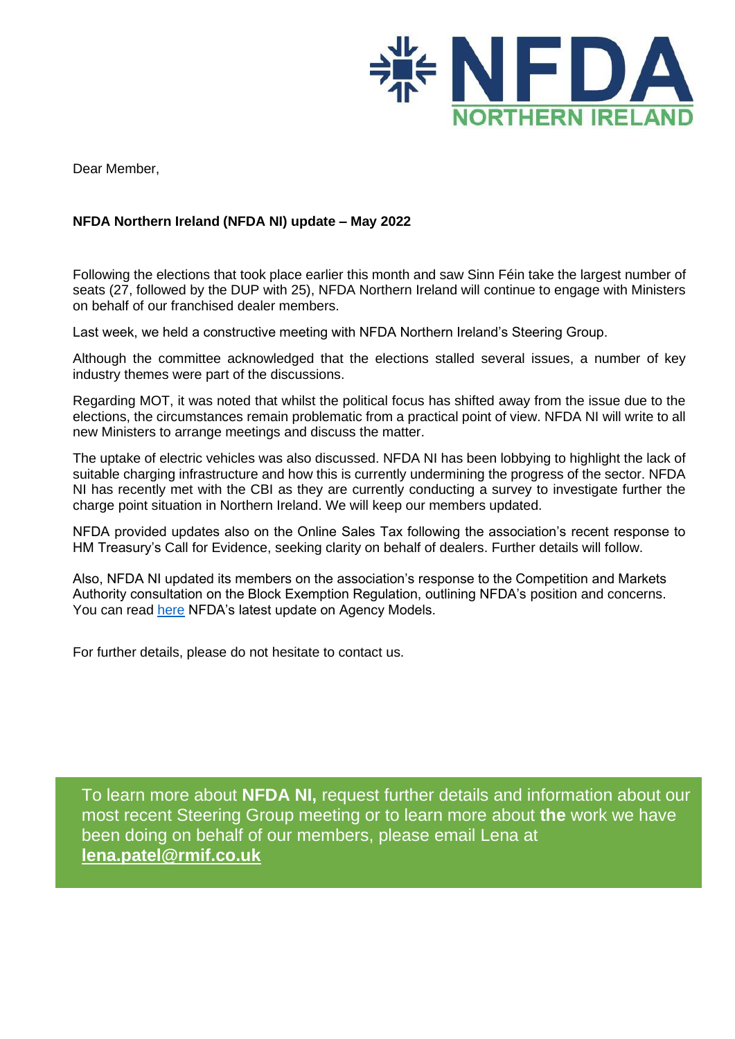Dear Member,

**NFDA Northern Ireland (NFDA NI) update – May 2022**

Following the elections that took place earlier this month and saw Sinn Féin take the largest number of seats (27, followed by the DUP with 25), NFDA Northern Ireland will continue to engage with Ministers on behalf of our franchised dealer members.

Last week, we held a constructive meeting with NFDA Northern Ireland's Steering Group.

Although the committee acknowledged that the elections stalled several issues, a number of key industry themes were part of the discussions.

Regarding MOT, it was noted that whilst the political focus has shifted away from the issue due to the elections, the circumstances remain problematic from a practical point of view. NFDA NI will write to all new Ministers to arrange meetings and discuss the matter.

The uptake of electric vehicles was also discussed. NFDA NI has been lobbying to highlight the lack of suitable charging infrastructure and how this is currently undermining the progress of the sector. NFDA NI has recently met with the CBI as they are currently conducting a survey to investigate further the charge point situation in Northern Ireland. We will keep our members updated.

NFDA provided updates also on the Online Sales Tax following the association's recent response to HM Treasury's Call for Evidence, seeking clarity on behalf of dealers. Further details will follow.

Also, NFDA NI updated its members on the association's response to the Competition and Markets Authority consultation on the Block Exemption Regulation, outlining NFDA's position and concerns. You can read here NFDA's latest update on Agency Models.

For further details, please do not hesitate to contact us.

To learn more about **NFDA NI,** request further details and information about our most recent Steering Group meeting or to learn more about **the** work we have been doing on behalf of our members, please email Lena at **lena.patel@rmif.co.uk**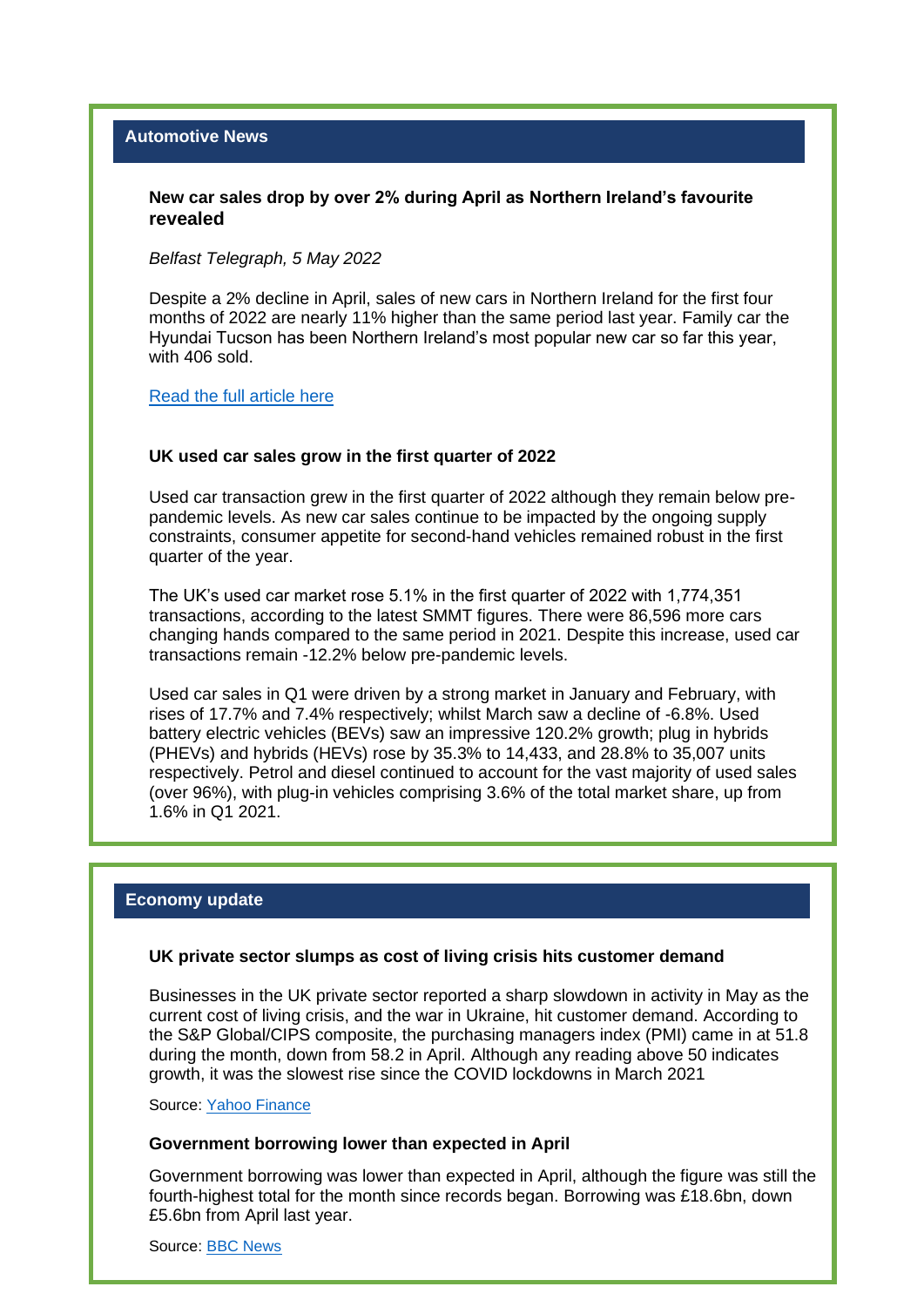## Automotive News

### New car sales drop by over 2% during April as Northern Ireland's favourite revealed

*Belfast Telegraph, 5 May 2022*

Despite a 2% decline in April, sales of new cars in Northern Ireland for the first four months of 2022 are nearly 11% higher than the same period last year. Family car the Hyundai Tucson has been Northern Ireland's most popular new car so far this year, with 406 sold.

Read the full article here

### UK used car sales grow in the first quarter of 2022

Used car transaction grew in the first quarter of 2022 although they remain below pre-pandemic levels. As new car sales continue to be impacted by the ongoing supply constraints, consumer appetite for second-hand vehicles remained robust in the first quarter of the year.

The UK's used car market rose 5.1% in the first quarter of 2022 with 1,774,351 transactions, according to the latest SMMT figures. There were 86,596 more cars changing hands compared to the same period in 2021. Despite this increase, used car transactions remain -12.2% below pre-pandemic levels.

Used car sales in Q1 were driven by a strong market in January and February, with rises of 17.7% and 7.4% respectively; whilst March saw a decline of -6.8%. Used battery electric vehicles (BEVs) saw an impressive 120.2% growth; plug in hybrids (PHEVs) and hybrids (HEVs) rose by 35.3% to 14,433, and 28.8% to 35,007 units respectively. Petrol and diesel continued to account for the vast majority of used sales (over 96%), with plug-in vehicles comprising 3.6% of the total market share, up from 1.6% in Q1 2021.

## Economy update

### UK private sector slumps as cost of living crisis hits customer demand

Businesses in the UK private sector reported a sharp slowdown in activity in May as the current cost of living crisis, and the war in Ukraine, hit customer demand. According to the S&P Global/CIPS composite, the purchasing managers index (PMI) came in at 51.8 during the month, down from 58.2 in April. Although any reading above 50 indicates growth, it was the slowest rise since the COVID lockdowns in March 2021

Source: Yahoo Finance

### Government borrowing lower than expected in April

Government borrowing was lower than expected in April, although the figure was still the fourth-highest total for the month since records began. Borrowing was £18.6bn, down £5.6bn from April last year.

Source: BBC News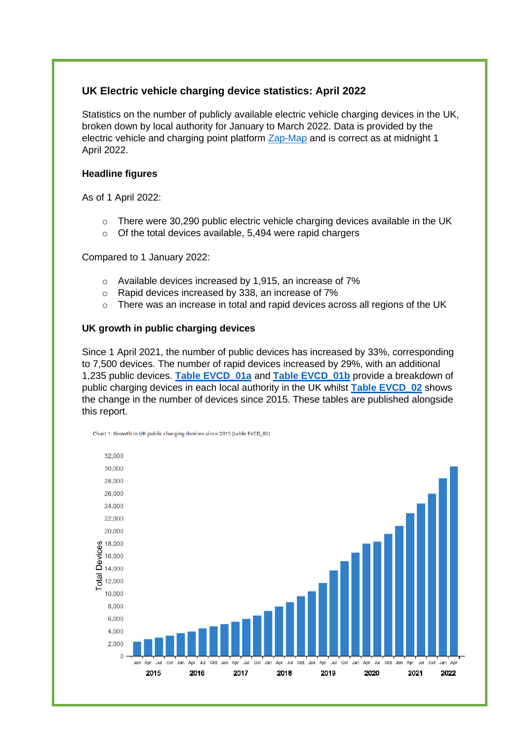## UK Electric vehicle charging device statistics: April 2022

Statistics on the number of publicly available electric vehicle charging devices in the UK, broken down by local authority for January to March 2022. Data is provided by the electric vehicle and charging point platform Zap-Map and is correct as at midnight 1 April 2022.

### Headline figures

As of 1 April 2022:

- There were 30,290 public electric vehicle charging devices available in the UK
- Of the total devices available, 5,494 were rapid chargers

Compared to 1 January 2022:

- Available devices increased by 1,915, an increase of 7%
- Rapid devices increased by 338, an increase of 7%
- There was an increase in total and rapid devices across all regions of the UK

### UK growth in public charging devices

Since 1 April 2021, the number of public devices has increased by 33%, corresponding to 7,500 devices. The number of rapid devices increased by 29%, with an additional 1,235 public devices. **Table EVCD_01a** and **Table EVCD_01b** provide a breakdown of public charging devices in each local authority in the UK whilst **Table EVCD_02** shows the change in the number of devices since 2015. These tables are published alongside this report.

Chart 1: Growth in UK public charging devices since 2015 (table EVCD_02)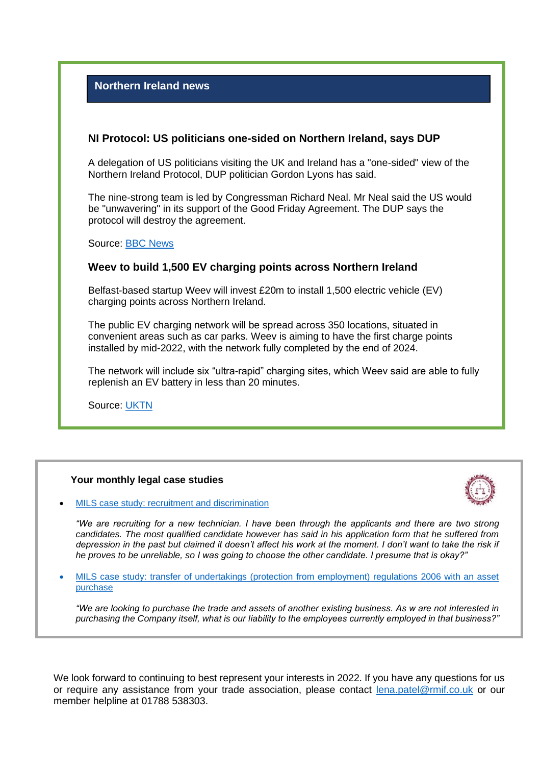## Northern Ireland news

### NI Protocol: US politicians one-sided on Northern Ireland, says DUP

A delegation of US politicians visiting the UK and Ireland has a "one-sided" view of the Northern Ireland Protocol, DUP politician Gordon Lyons has said.

The nine-strong team is led by Congressman Richard Neal. Mr Neal said the US would be "unwavering" in its support of the Good Friday Agreement. The DUP says the protocol will destroy the agreement.

Source: [BBC News]

### Weev to build 1,500 EV charging points across Northern Ireland

Belfast-based startup Weev will invest £20m to install 1,500 electric vehicle (EV) charging points across Northern Ireland.

The public EV charging network will be spread across 350 locations, situated in convenient areas such as car parks. Weev is aiming to have the first charge points installed by mid-2022, with the network fully completed by the end of 2024.

The network will include six “ultra-rapid” charging sites, which Weev said are able to fully replenish an EV battery in less than 20 minutes.

Source: [UKTN]

**Your monthly legal case studies**

- [MILS case study: recruitment and discrimination]

  *“We are recruiting for a new technician. I have been through the applicants and there are two strong candidates. The most qualified candidate however has said in his application form that he suffered from depression in the past but claimed it doesn’t affect his work at the moment. I don’t want to take the risk if he proves to be unreliable, so I was going to choose the other candidate. I presume that is okay?”*

- [MILS case study: transfer of undertakings (protection from employment) regulations 2006 with an asset purchase]

  *“We are looking to purchase the trade and assets of another existing business. As w are not interested in purchasing the Company itself, what is our liability to the employees currently employed in that business?”*

We look forward to continuing to best represent your interests in 2022. If you have any questions for us or require any assistance from your trade association, please contact lena.patel@rmif.co.uk or our member helpline at 01788 538303.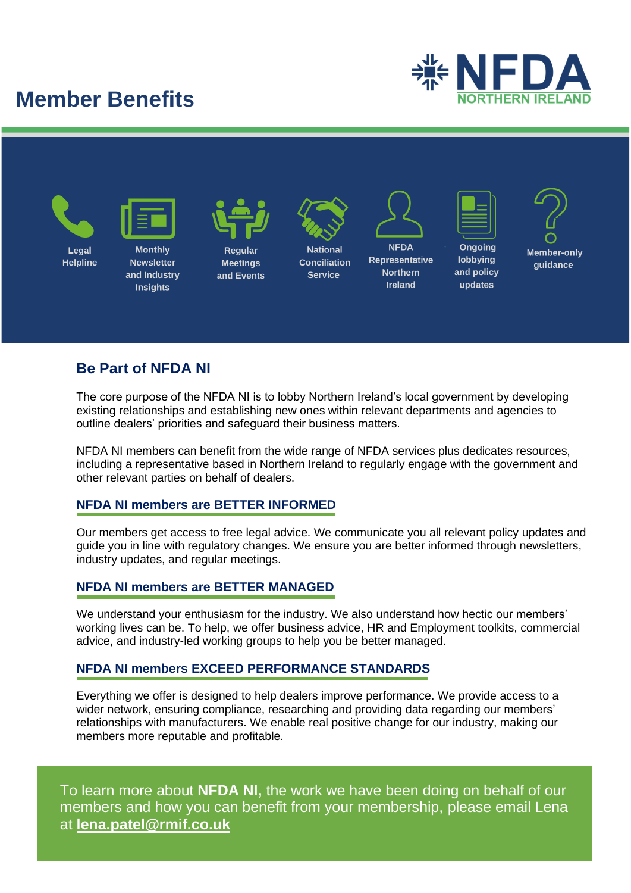# Member Benefits

NFDA NORTHERN IRELAND

- Legal Helpline
- Monthly Newsletter and Industry Insights
- Regular Meetings and Events
- National Conciliation Service
- NFDA Representative Northern Ireland
- Ongoing lobbying and policy updates
- Member-only guidance

## Be Part of NFDA NI

The core purpose of the NFDA NI is to lobby Northern Ireland's local government by developing existing relationships and establishing new ones within relevant departments and agencies to outline dealers' priorities and safeguard their business matters.

NFDA NI members can benefit from the wide range of NFDA services plus dedicates resources, including a representative based in Northern Ireland to regularly engage with the government and other relevant parties on behalf of dealers.

### NFDA NI members are BETTER INFORMED

Our members get access to free legal advice. We communicate you all relevant policy updates and guide you in line with regulatory changes. We ensure you are better informed through newsletters, industry updates, and regular meetings.

### NFDA NI members are BETTER MANAGED

We understand your enthusiasm for the industry. We also understand how hectic our members' working lives can be. To help, we offer business advice, HR and Employment toolkits, commercial advice, and industry-led working groups to help you be better managed.

### NFDA NI members EXCEED PERFORMANCE STANDARDS

Everything we offer is designed to help dealers improve performance. We provide access to a wider network, ensuring compliance, researching and providing data regarding our members' relationships with manufacturers. We enable real positive change for our industry, making our members more reputable and profitable.

To learn more about **NFDA NI,** the work we have been doing on behalf of our members and how you can benefit from your membership, please email Lena at **lena.patel@rmif.co.uk**